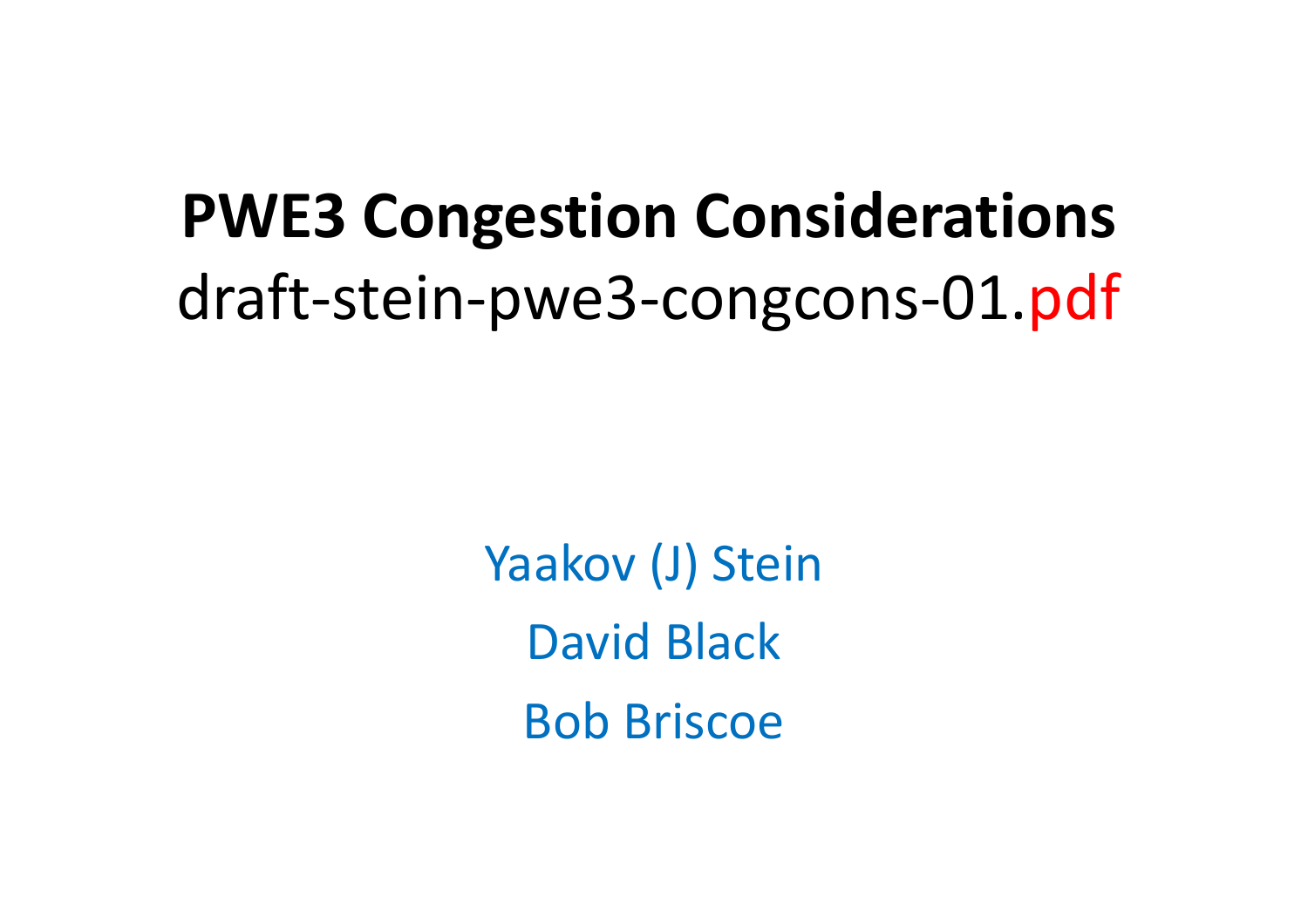# PWE3 Congestion Considerations

draft-stein-pwe3-congcons-01.pdf

Yaakov (J) Stein

David Black

Bob Briscoe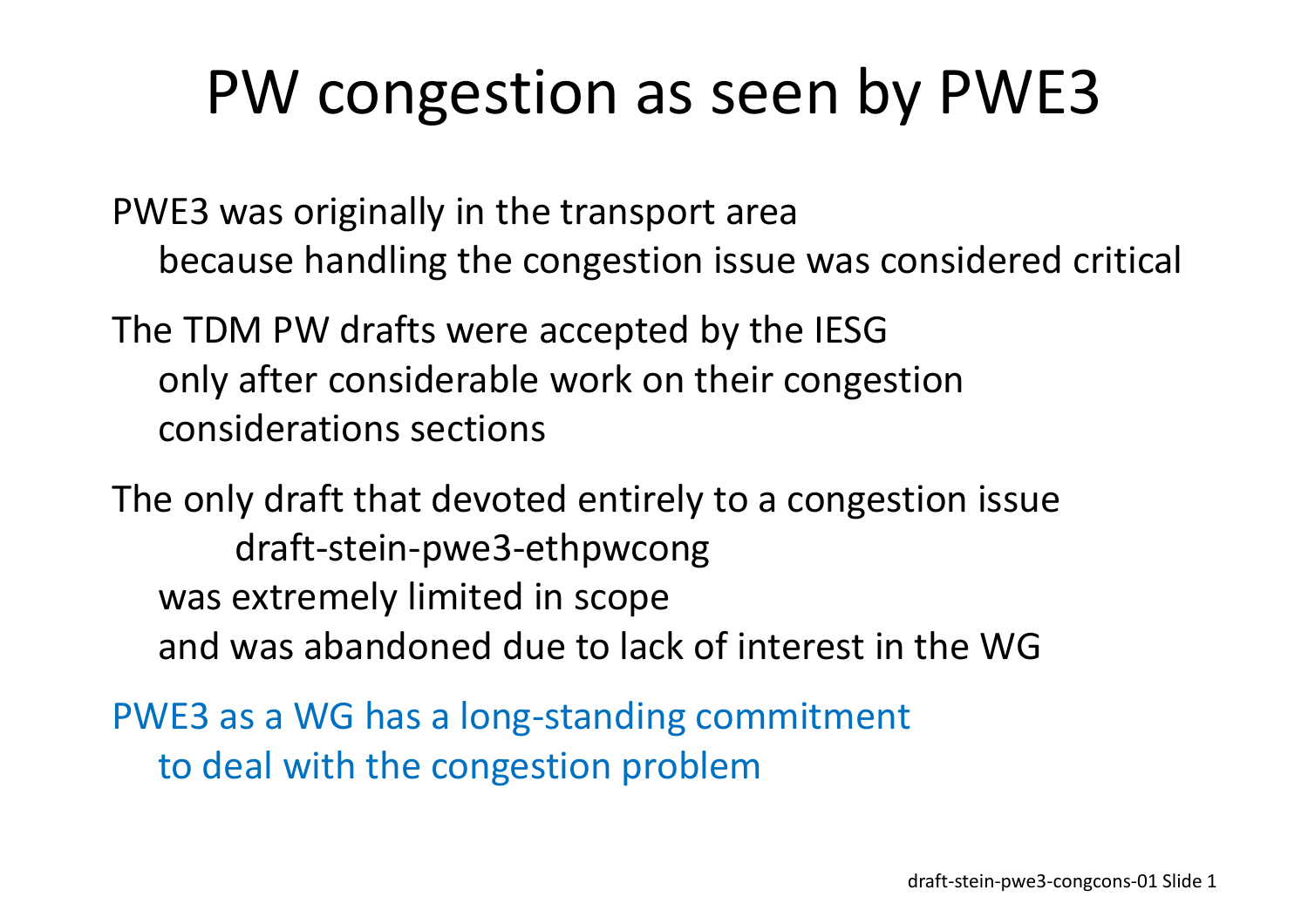# PW congestion as seen by PWE3

PWE3 was originally in the transport area
  because handling the congestion issue was considered critical

The TDM PW drafts were accepted by the IESG
  only after considerable work on their congestion considerations sections

The only draft that devoted entirely to a congestion issue
    draft-stein-pwe3-ethpwcong
  was extremely limited in scope
  and was abandoned due to lack of interest in the WG

PWE3 as a WG has a long-standing commitment
  to deal with the congestion problem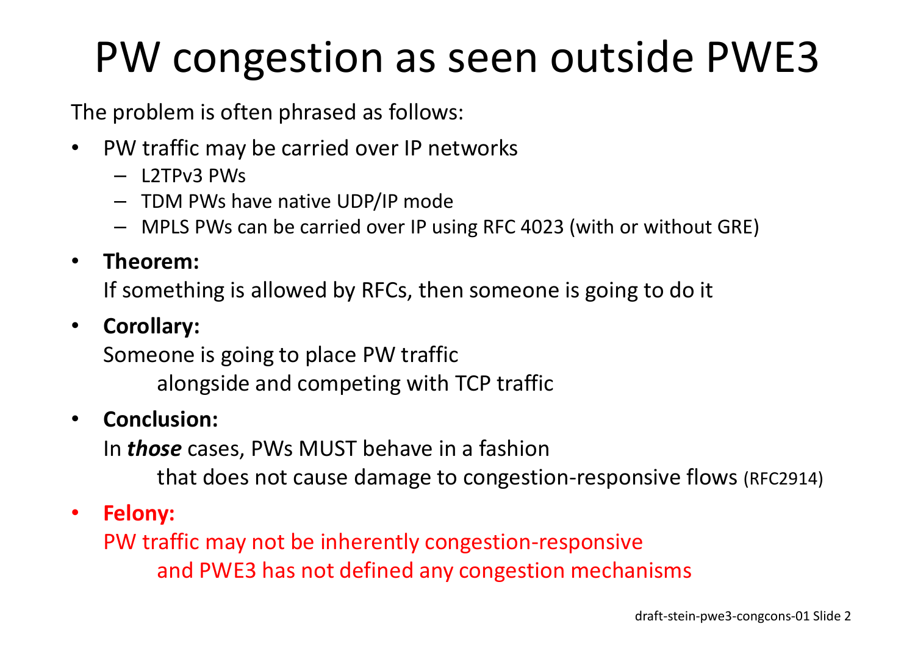# PW congestion as seen outside PWE3

The problem is often phrased as follows:

- PW traffic may be carried over IP networks
  - L2TPv3 PWs
  - TDM PWs have native UDP/IP mode
  - MPLS PWs can be carried over IP using RFC 4023 (with or without GRE)
- **Theorem:**

  If something is allowed by RFCs, then someone is going to do it
- **Corollary:**

  Someone is going to place PW traffic
  alongside and competing with TCP traffic
- **Conclusion:**

  In ***those*** cases, PWs MUST behave in a fashion
  that does not cause damage to congestion-responsive flows (RFC2914)
- **Felony:**

  PW traffic may not be inherently congestion-responsive
  and PWE3 has not defined any congestion mechanisms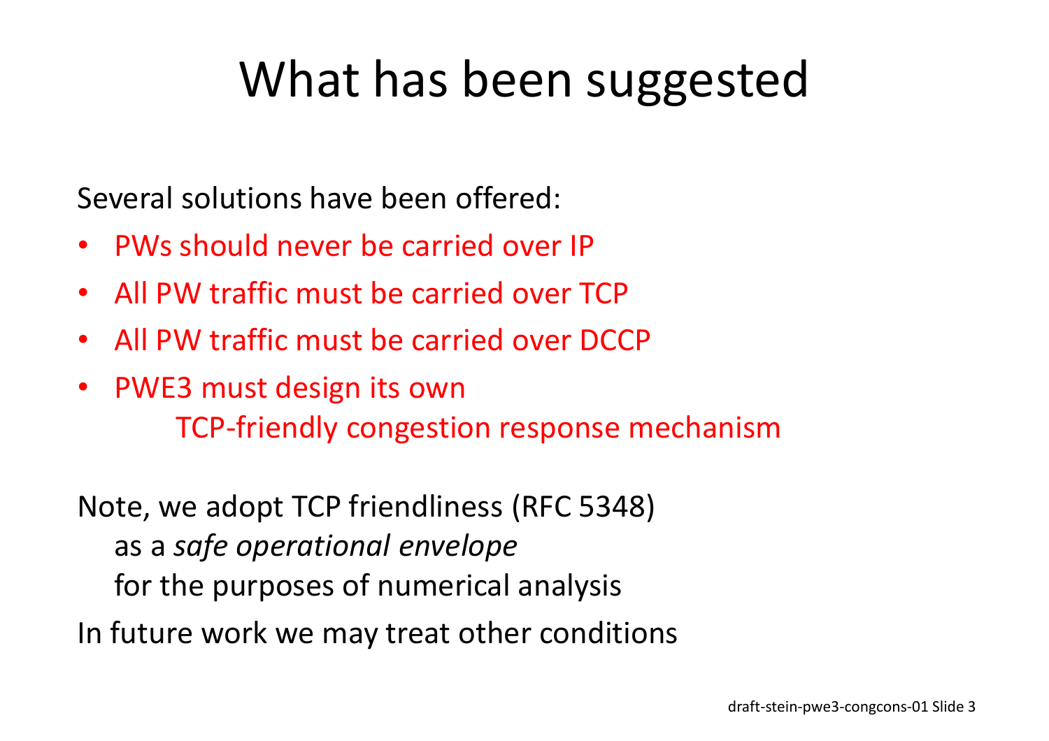# What has been suggested

Several solutions have been offered:

- PWs should never be carried over IP
- All PW traffic must be carried over TCP
- All PW traffic must be carried over DCCP
- PWE3 must design its own
  TCP-friendly congestion response mechanism

Note, we adopt TCP friendliness (RFC 5348)
as a *safe operational envelope*
for the purposes of numerical analysis

In future work we may treat other conditions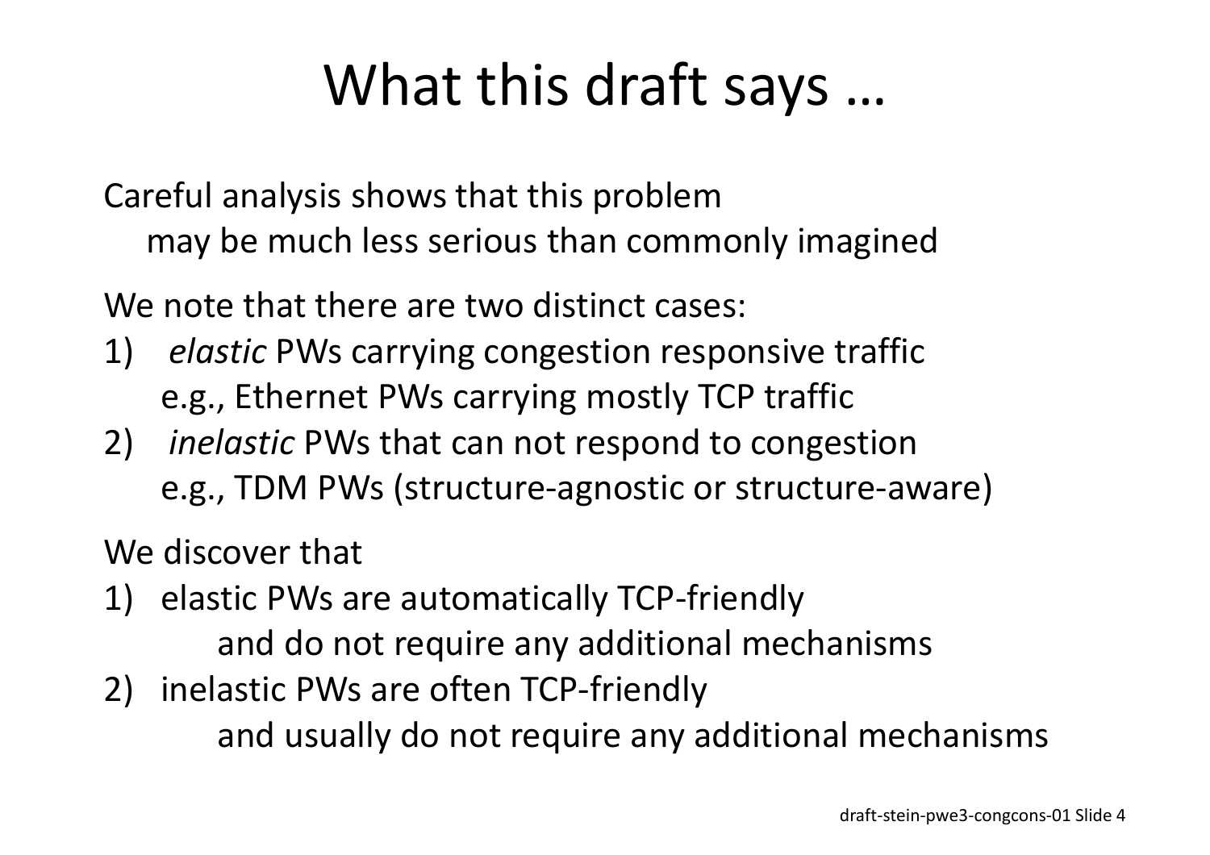# What this draft says …

Careful analysis shows that this problem
may be much less serious than commonly imagined

We note that there are two distinct cases:

1) *elastic* PWs carrying congestion responsive traffic
   e.g., Ethernet PWs carrying mostly TCP traffic
2) *inelastic* PWs that can not respond to congestion
   e.g., TDM PWs (structure-agnostic or structure-aware)

We discover that

1) elastic PWs are automatically TCP-friendly
   and do not require any additional mechanisms
2) inelastic PWs are often TCP-friendly
   and usually do not require any additional mechanisms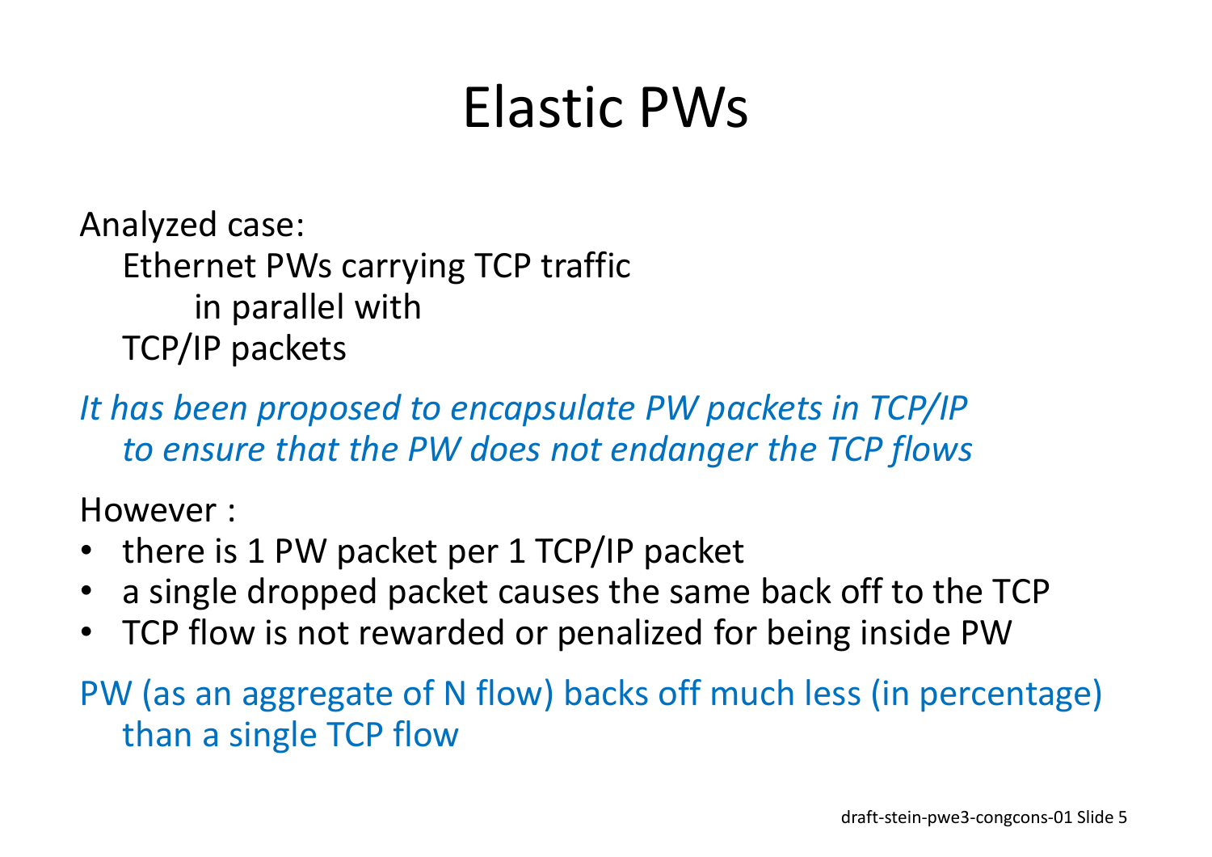# Elastic PWs

Analyzed case:

Ethernet PWs carrying TCP traffic
in parallel with
TCP/IP packets

*It has been proposed to encapsulate PW packets in TCP/IP to ensure that the PW does not endanger the TCP flows*

However :

- there is 1 PW packet per 1 TCP/IP packet
- a single dropped packet causes the same back off to the TCP
- TCP flow is not rewarded or penalized for being inside PW

PW (as an aggregate of N flow) backs off much less (in percentage) than a single TCP flow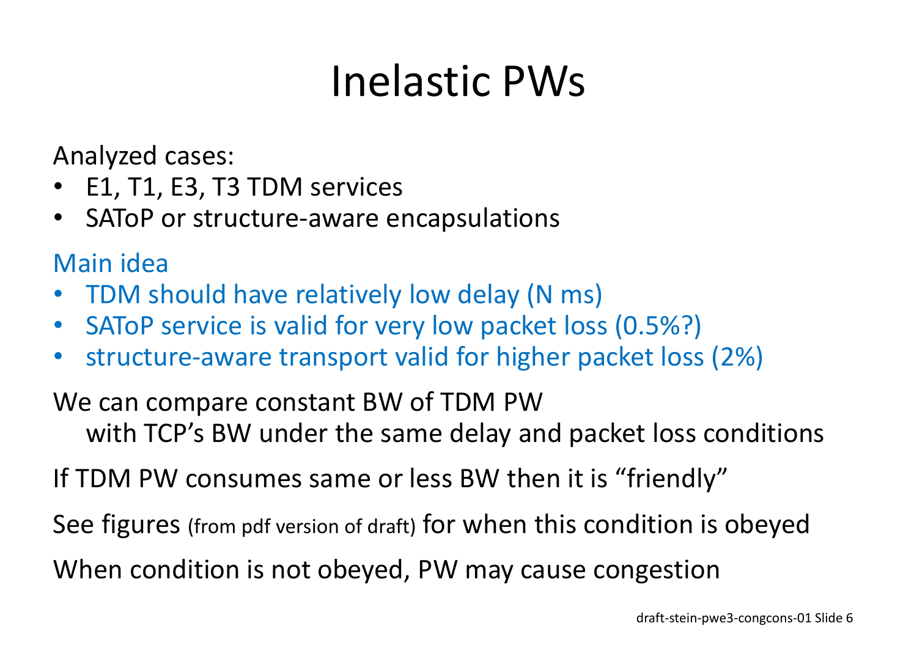# Inelastic PWs

Analyzed cases:

- E1, T1, E3, T3 TDM services
- SAToP or structure-aware encapsulations

Main idea

- TDM should have relatively low delay (N ms)
- SAToP service is valid for very low packet loss (0.5%?)
- structure-aware transport valid for higher packet loss (2%)

We can compare constant BW of TDM PW
with TCP's BW under the same delay and packet loss conditions

If TDM PW consumes same or less BW then it is "friendly"

See figures (from pdf version of draft) for when this condition is obeyed

When condition is not obeyed, PW may cause congestion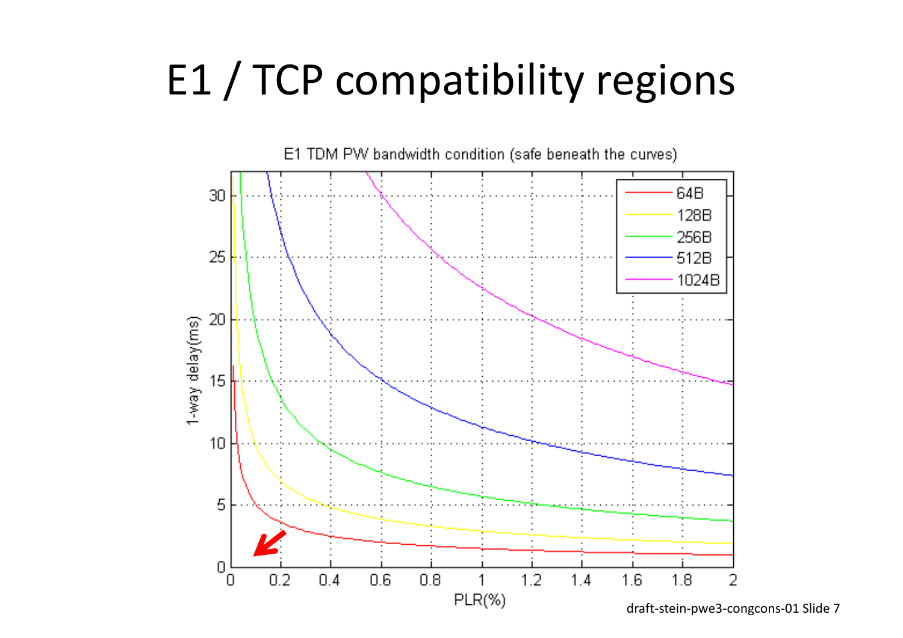# E1 / TCP compatibility regions

E1 TDM PW bandwidth condition (safe beneath the curves)

Legend: 64B, 128B, 256B, 512B, 1024B

1-way delay(ms)

PLR(%)

draft-stein-pwe3-congcons-01 Slide 7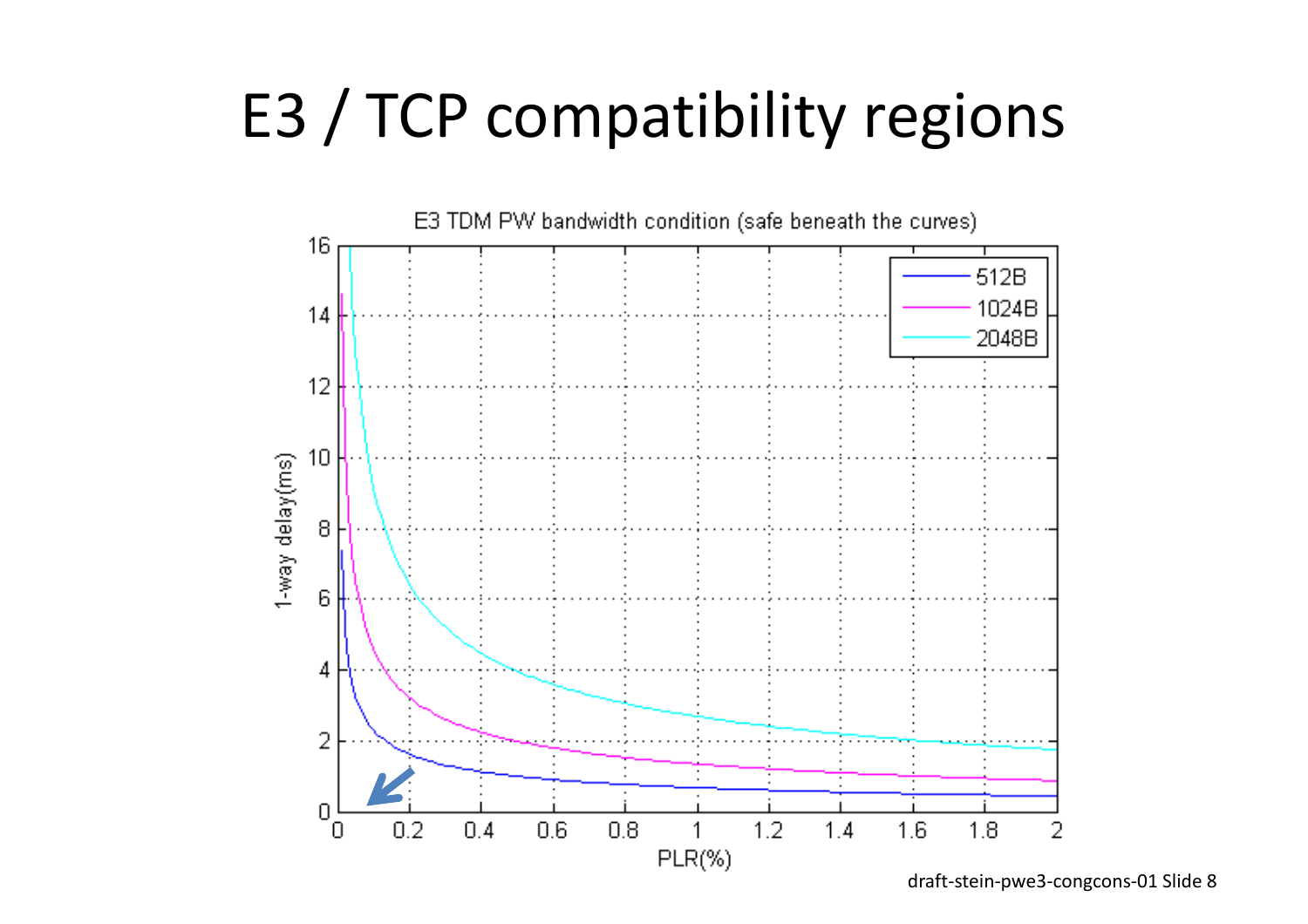# E3 / TCP compatibility regions

E3 TDM PW bandwidth condition (safe beneath the curves)

- 512B
- 1024B
- 2048B

1-way delay(ms)

PLR(%)

draft-stein-pwe3-congcons-01 Slide 8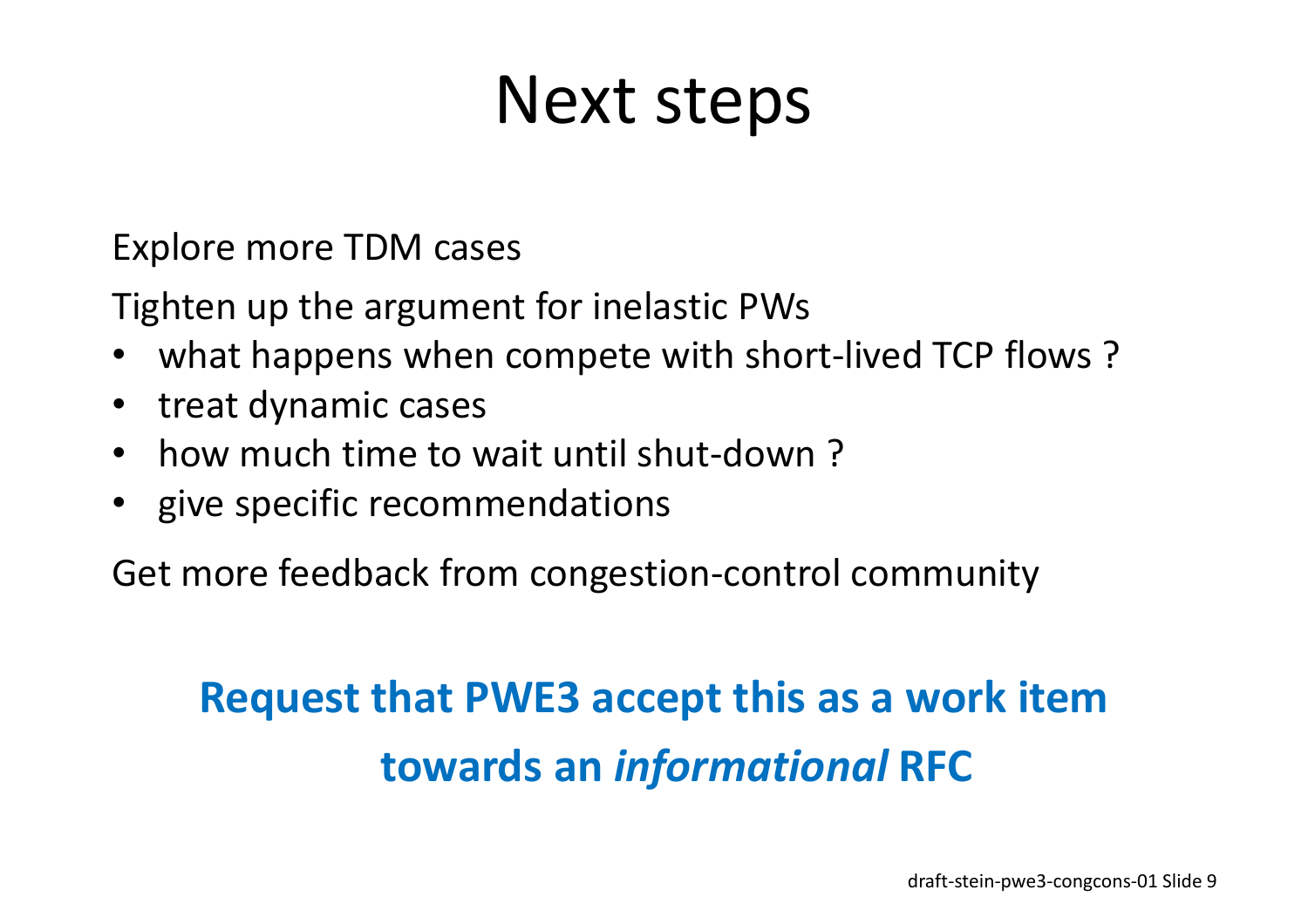# Next steps

Explore more TDM cases

Tighten up the argument for inelastic PWs

- what happens when compete with short-lived TCP flows ?
- treat dynamic cases
- how much time to wait until shut-down ?
- give specific recommendations

Get more feedback from congestion-control community

**Request that PWE3 accept this as a work item towards an *informational* RFC**